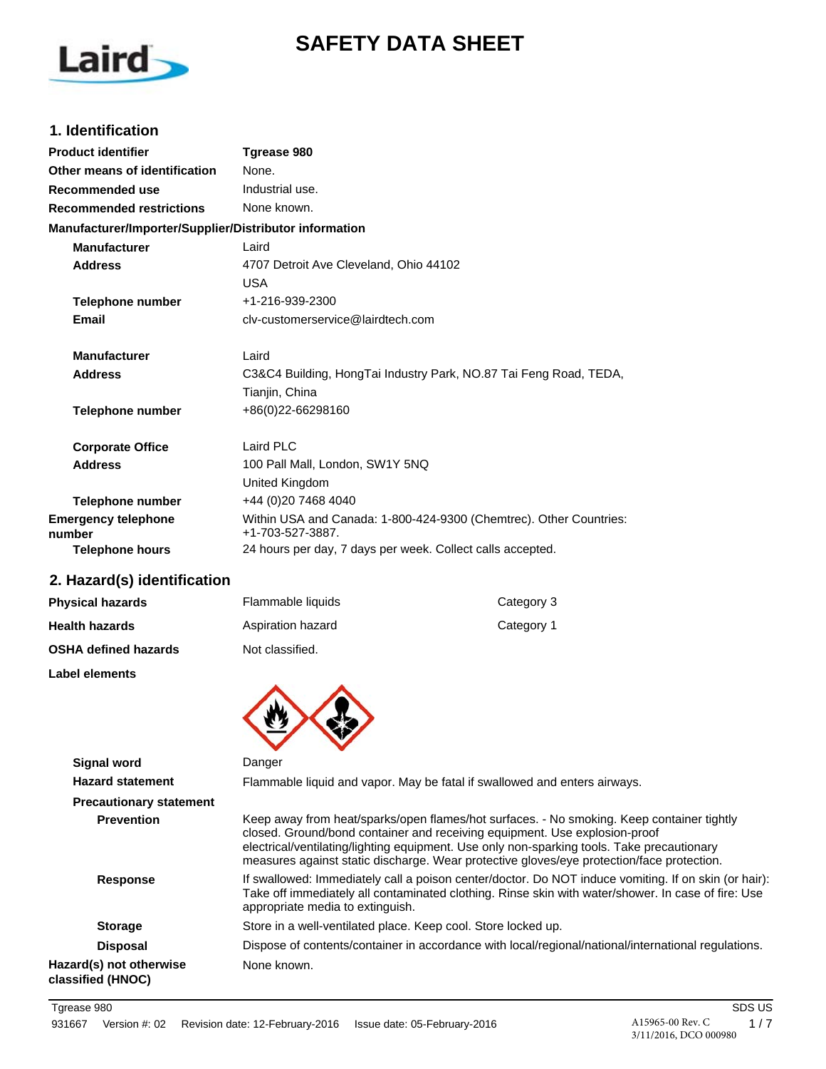# SAFETY DATA SHEET

## 1. Identification

| | |
|---|---|
| **Product identifier** | **Tgrease 980** |
| **Other means of identification** | None. |
| **Recommended use** | Industrial use. |
| **Recommended restrictions** | None known. |

**Manufacturer/Importer/Supplier/Distributor information**

| | |
|---|---|
| **Manufacturer** | Laird |
| **Address** | 4707 Detroit Ave Cleveland, Ohio 44102<br>USA |
| **Telephone number** | +1-216-939-2300 |
| **Email** | clv-customerservice@lairdtech.com |
| **Manufacturer** | Laird |
| **Address** | C3&C4 Building, HongTai Industry Park, NO.87 Tai Feng Road, TEDA,<br>Tianjin, China |
| **Telephone number** | +86(0)22-66298160 |
| **Corporate Office** | Laird PLC |
| **Address** | 100 Pall Mall, London, SW1Y 5NQ<br>United Kingdom |
| **Telephone number** | +44 (0)20 7468 4040 |
| **Emergency telephone number** | Within USA and Canada: 1-800-424-9300 (Chemtrec). Other Countries: +1-703-527-3887. |
| **Telephone hours** | 24 hours per day, 7 days per week. Collect calls accepted. |

## 2. Hazard(s) identification

| | | |
|---|---|---|
| **Physical hazards** | Flammable liquids | Category 3 |
| **Health hazards** | Aspiration hazard | Category 1 |
| **OSHA defined hazards** | Not classified. | |

**Label elements**

| | |
|---|---|
| **Signal word** | Danger |
| **Hazard statement** | Flammable liquid and vapor. May be fatal if swallowed and enters airways. |

**Precautionary statement**

| | |
|---|---|
| **Prevention** | Keep away from heat/sparks/open flames/hot surfaces. - No smoking. Keep container tightly closed. Ground/bond container and receiving equipment. Use explosion-proof electrical/ventilating/lighting equipment. Use only non-sparking tools. Take precautionary measures against static discharge. Wear protective gloves/eye protection/face protection. |
| **Response** | If swallowed: Immediately call a poison center/doctor. Do NOT induce vomiting. If on skin (or hair): Take off immediately all contaminated clothing. Rinse skin with water/shower. In case of fire: Use appropriate media to extinguish. |
| **Storage** | Store in a well-ventilated place. Keep cool. Store locked up. |
| **Disposal** | Dispose of contents/container in accordance with local/regional/national/international regulations. |
| **Hazard(s) not otherwise classified (HNOC)** | None known. |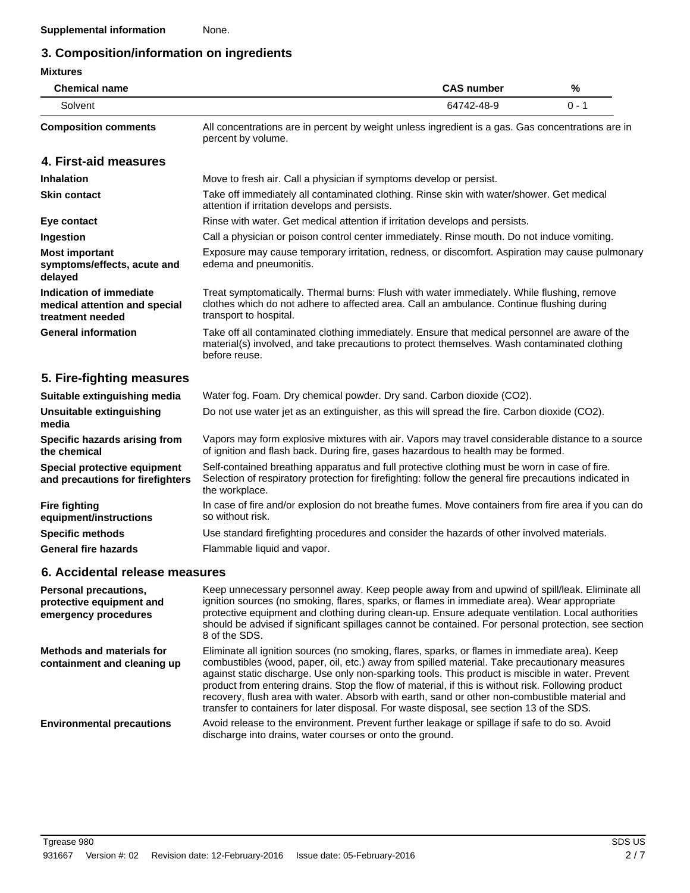**Supplemental information** None.

## 3. Composition/information on ingredients

**Mixtures**

| Chemical name | CAS number | % |
|---|---|---|
| Solvent | 64742-48-9 | 0 - 1 |

**Composition comments** All concentrations are in percent by weight unless ingredient is a gas. Gas concentrations are in percent by volume.

## 4. First-aid measures

**Inhalation** Move to fresh air. Call a physician if symptoms develop or persist.

**Skin contact** Take off immediately all contaminated clothing. Rinse skin with water/shower. Get medical attention if irritation develops and persists.

**Eye contact** Rinse with water. Get medical attention if irritation develops and persists.

**Ingestion** Call a physician or poison control center immediately. Rinse mouth. Do not induce vomiting.

**Most important symptoms/effects, acute and delayed** Exposure may cause temporary irritation, redness, or discomfort. Aspiration may cause pulmonary edema and pneumonitis.

**Indication of immediate medical attention and special treatment needed** Treat symptomatically. Thermal burns: Flush with water immediately. While flushing, remove clothes which do not adhere to affected area. Call an ambulance. Continue flushing during transport to hospital.

**General information** Take off all contaminated clothing immediately. Ensure that medical personnel are aware of the material(s) involved, and take precautions to protect themselves. Wash contaminated clothing before reuse.

## 5. Fire-fighting measures

**Suitable extinguishing media** Water fog. Foam. Dry chemical powder. Dry sand. Carbon dioxide ($CO_2$).

**Unsuitable extinguishing media** Do not use water jet as an extinguisher, as this will spread the fire. Carbon dioxide ($CO_2$).

**Specific hazards arising from the chemical** Vapors may form explosive mixtures with air. Vapors may travel considerable distance to a source of ignition and flash back. During fire, gases hazardous to health may be formed.

**Special protective equipment and precautions for firefighters** Self-contained breathing apparatus and full protective clothing must be worn in case of fire. Selection of respiratory protection for firefighting: follow the general fire precautions indicated in the workplace.

**Fire fighting equipment/instructions** In case of fire and/or explosion do not breathe fumes. Move containers from fire area if you can do so without risk.

**Specific methods** Use standard firefighting procedures and consider the hazards of other involved materials.

**General fire hazards** Flammable liquid and vapor.

## 6. Accidental release measures

**Personal precautions, protective equipment and emergency procedures** Keep unnecessary personnel away. Keep people away from and upwind of spill/leak. Eliminate all ignition sources (no smoking, flares, sparks, or flames in immediate area). Wear appropriate protective equipment and clothing during clean-up. Ensure adequate ventilation. Local authorities should be advised if significant spillages cannot be contained. For personal protection, see section 8 of the SDS.

**Methods and materials for containment and cleaning up** Eliminate all ignition sources (no smoking, flares, sparks, or flames in immediate area). Keep combustibles (wood, paper, oil, etc.) away from spilled material. Take precautionary measures against static discharge. Use only non-sparking tools. This product is miscible in water. Prevent product from entering drains. Stop the flow of material, if this is without risk. Following product recovery, flush area with water. Absorb with earth, sand or other non-combustible material and transfer to containers for later disposal. For waste disposal, see section 13 of the SDS.

**Environmental precautions** Avoid release to the environment. Prevent further leakage or spillage if safe to do so. Avoid discharge into drains, water courses or onto the ground.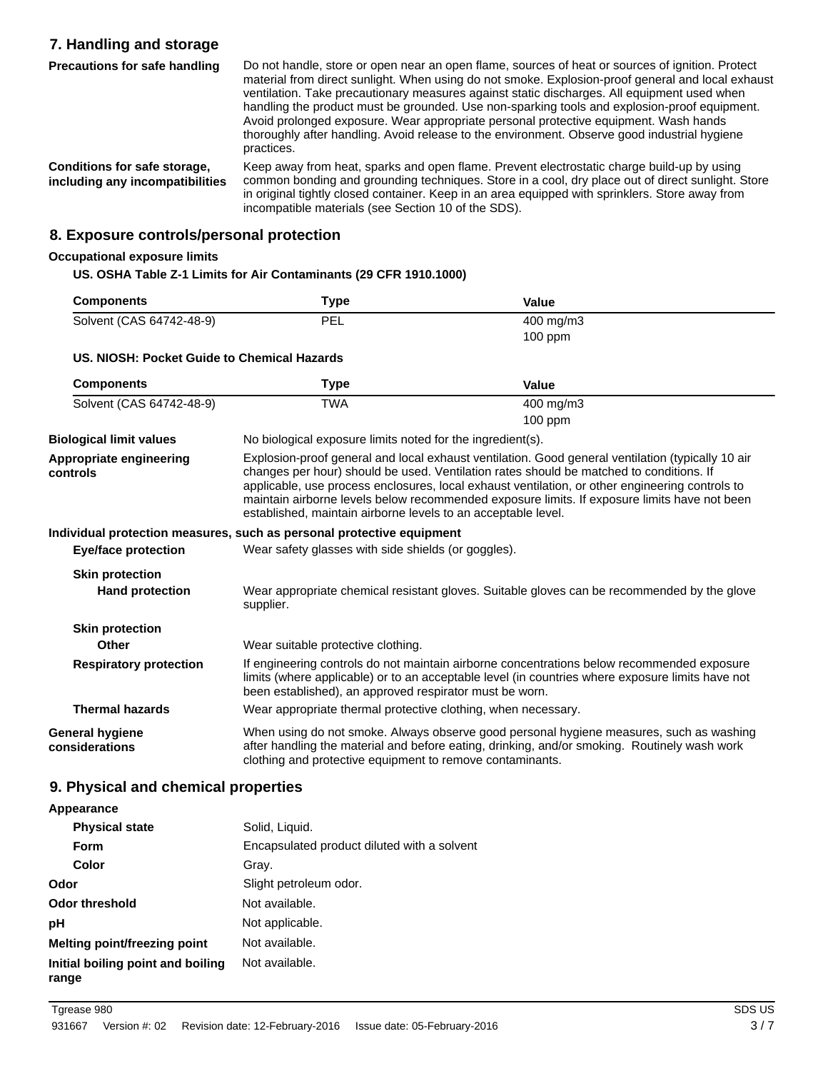## 7. Handling and storage

**Precautions for safe handling** Do not handle, store or open near an open flame, sources of heat or sources of ignition. Protect material from direct sunlight. When using do not smoke. Explosion-proof general and local exhaust ventilation. Take precautionary measures against static discharges. All equipment used when handling the product must be grounded. Use non-sparking tools and explosion-proof equipment. Avoid prolonged exposure. Wear appropriate personal protective equipment. Wash hands thoroughly after handling. Avoid release to the environment. Observe good industrial hygiene practices.

**Conditions for safe storage, including any incompatibilities** Keep away from heat, sparks and open flame. Prevent electrostatic charge build-up by using common bonding and grounding techniques. Store in a cool, dry place out of direct sunlight. Store in original tightly closed container. Keep in an area equipped with sprinklers. Store away from incompatible materials (see Section 10 of the SDS).

## 8. Exposure controls/personal protection

**Occupational exposure limits**

**US. OSHA Table Z-1 Limits for Air Contaminants (29 CFR 1910.1000)**

| Components | Type | Value |
|---|---|---|
| Solvent (CAS 64742-48-9) | PEL | 400 mg/m3 |
| | | 100 ppm |

**US. NIOSH: Pocket Guide to Chemical Hazards**

| Components | Type | Value |
|---|---|---|
| Solvent (CAS 64742-48-9) | TWA | 400 mg/m3 |
| | | 100 ppm |

**Biological limit values** No biological exposure limits noted for the ingredient(s).

**Appropriate engineering controls** Explosion-proof general and local exhaust ventilation. Good general ventilation (typically 10 air changes per hour) should be used. Ventilation rates should be matched to conditions. If applicable, use process enclosures, local exhaust ventilation, or other engineering controls to maintain airborne levels below recommended exposure limits. If exposure limits have not been established, maintain airborne levels to an acceptable level.

**Individual protection measures, such as personal protective equipment**

**Eye/face protection** Wear safety glasses with side shields (or goggles).

**Skin protection**

**Hand protection** Wear appropriate chemical resistant gloves. Suitable gloves can be recommended by the glove supplier.

**Skin protection**

**Other** Wear suitable protective clothing.

**Respiratory protection** If engineering controls do not maintain airborne concentrations below recommended exposure limits (where applicable) or to an acceptable level (in countries where exposure limits have not been established), an approved respirator must be worn.

**Thermal hazards** Wear appropriate thermal protective clothing, when necessary.

**General hygiene considerations** When using do not smoke. Always observe good personal hygiene measures, such as washing after handling the material and before eating, drinking, and/or smoking. Routinely wash work clothing and protective equipment to remove contaminants.

## 9. Physical and chemical properties

**Appearance**

**Physical state** Solid, Liquid.

**Form** Encapsulated product diluted with a solvent

**Color** Gray.

**Odor** Slight petroleum odor.

**Odor threshold** Not available.

**pH** Not applicable.

**Melting point/freezing point** Not available.

**Initial boiling point and boiling range** Not available.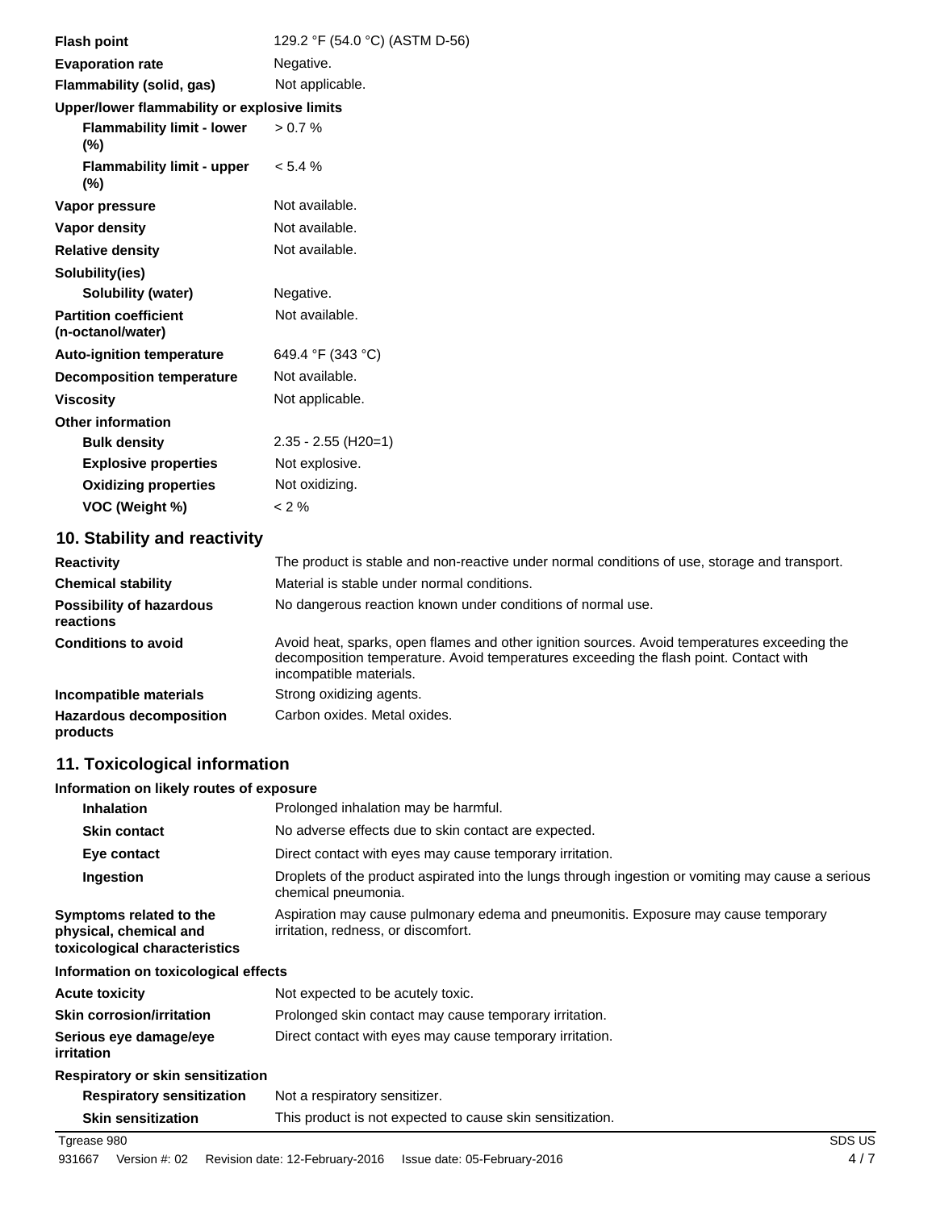| | |
|---|---|
| **Flash point** | 129.2 °F (54.0 °C) (ASTM D-56) |
| **Evaporation rate** | Negative. |
| **Flammability (solid, gas)** | Not applicable. |
| **Upper/lower flammability or explosive limits** | |
| **Flammability limit - lower (%)** | > 0.7 % |
| **Flammability limit - upper (%)** | < 5.4 % |
| **Vapor pressure** | Not available. |
| **Vapor density** | Not available. |
| **Relative density** | Not available. |
| **Solubility(ies)** | |
| **Solubility (water)** | Negative. |
| **Partition coefficient (n-octanol/water)** | Not available. |
| **Auto-ignition temperature** | 649.4 °F (343 °C) |
| **Decomposition temperature** | Not available. |
| **Viscosity** | Not applicable. |
| **Other information** | |
| **Bulk density** | 2.35 - 2.55 (H20=1) |
| **Explosive properties** | Not explosive. |
| **Oxidizing properties** | Not oxidizing. |
| **VOC (Weight %)** | < 2 % |

## 10. Stability and reactivity

| | |
|---|---|
| **Reactivity** | The product is stable and non-reactive under normal conditions of use, storage and transport. |
| **Chemical stability** | Material is stable under normal conditions. |
| **Possibility of hazardous reactions** | No dangerous reaction known under conditions of normal use. |
| **Conditions to avoid** | Avoid heat, sparks, open flames and other ignition sources. Avoid temperatures exceeding the decomposition temperature. Avoid temperatures exceeding the flash point. Contact with incompatible materials. |
| **Incompatible materials** | Strong oxidizing agents. |
| **Hazardous decomposition products** | Carbon oxides. Metal oxides. |

## 11. Toxicological information

| | |
|---|---|
| **Information on likely routes of exposure** | |
| **Inhalation** | Prolonged inhalation may be harmful. |
| **Skin contact** | No adverse effects due to skin contact are expected. |
| **Eye contact** | Direct contact with eyes may cause temporary irritation. |
| **Ingestion** | Droplets of the product aspirated into the lungs through ingestion or vomiting may cause a serious chemical pneumonia. |
| **Symptoms related to the physical, chemical and toxicological characteristics** | Aspiration may cause pulmonary edema and pneumonitis. Exposure may cause temporary irritation, redness, or discomfort. |
| **Information on toxicological effects** | |
| **Acute toxicity** | Not expected to be acutely toxic. |
| **Skin corrosion/irritation** | Prolonged skin contact may cause temporary irritation. |
| **Serious eye damage/eye irritation** | Direct contact with eyes may cause temporary irritation. |
| **Respiratory or skin sensitization** | |
| **Respiratory sensitization** | Not a respiratory sensitizer. |
| **Skin sensitization** | This product is not expected to cause skin sensitization. |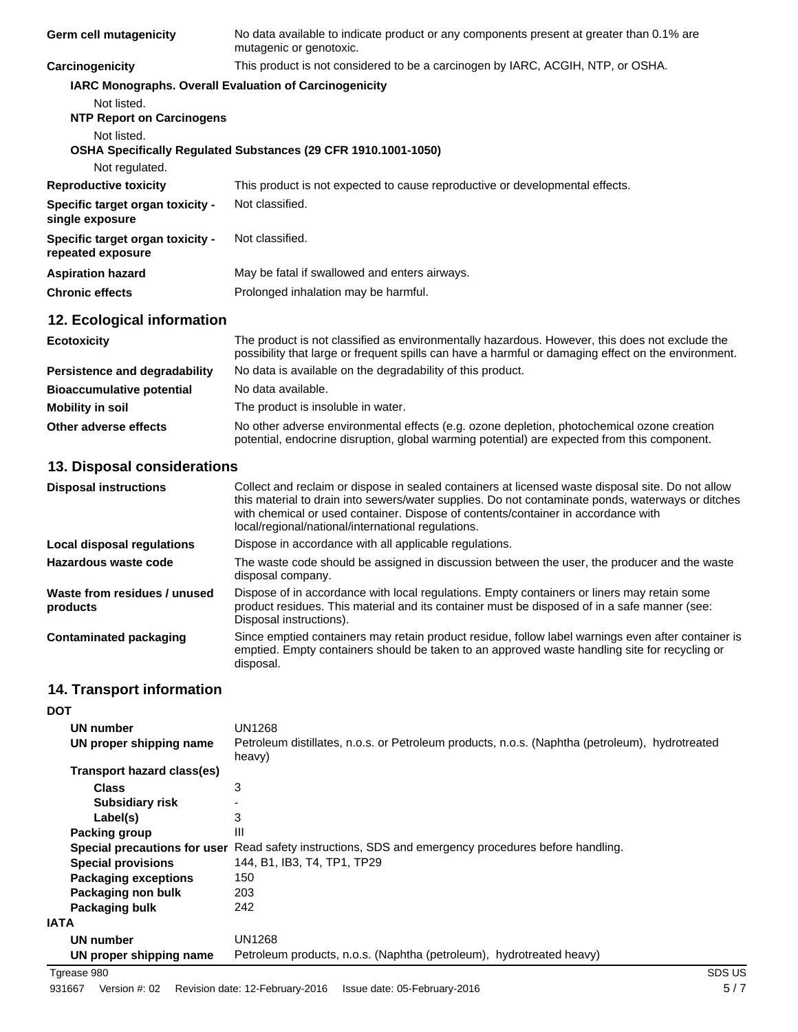| | |
|---|---|
| **Germ cell mutagenicity** | No data available to indicate product or any components present at greater than 0.1% are mutagenic or genotoxic. |
| **Carcinogenicity** | This product is not considered to be a carcinogen by IARC, ACGIH, NTP, or OSHA. |

**IARC Monographs. Overall Evaluation of Carcinogenicity**

Not listed.

**NTP Report on Carcinogens**

Not listed.

**OSHA Specifically Regulated Substances (29 CFR 1910.1001-1050)**

Not regulated.

| | |
|---|---|
| **Reproductive toxicity** | This product is not expected to cause reproductive or developmental effects. |
| **Specific target organ toxicity - single exposure** | Not classified. |
| **Specific target organ toxicity - repeated exposure** | Not classified. |
| **Aspiration hazard** | May be fatal if swallowed and enters airways. |
| **Chronic effects** | Prolonged inhalation may be harmful. |

## 12. Ecological information

| | |
|---|---|
| **Ecotoxicity** | The product is not classified as environmentally hazardous. However, this does not exclude the possibility that large or frequent spills can have a harmful or damaging effect on the environment. |
| **Persistence and degradability** | No data is available on the degradability of this product. |
| **Bioaccumulative potential** | No data available. |
| **Mobility in soil** | The product is insoluble in water. |
| **Other adverse effects** | No other adverse environmental effects (e.g. ozone depletion, photochemical ozone creation potential, endocrine disruption, global warming potential) are expected from this component. |

## 13. Disposal considerations

| | |
|---|---|
| **Disposal instructions** | Collect and reclaim or dispose in sealed containers at licensed waste disposal site. Do not allow this material to drain into sewers/water supplies. Do not contaminate ponds, waterways or ditches with chemical or used container. Dispose of contents/container in accordance with local/regional/national/international regulations. |
| **Local disposal regulations** | Dispose in accordance with all applicable regulations. |
| **Hazardous waste code** | The waste code should be assigned in discussion between the user, the producer and the waste disposal company. |
| **Waste from residues / unused products** | Dispose of in accordance with local regulations. Empty containers or liners may retain some product residues. This material and its container must be disposed of in a safe manner (see: Disposal instructions). |
| **Contaminated packaging** | Since emptied containers may retain product residue, follow label warnings even after container is emptied. Empty containers should be taken to an approved waste handling site for recycling or disposal. |

## 14. Transport information

**DOT**

| | |
|---|---|
| **UN number** | UN1268 |
| **UN proper shipping name** | Petroleum distillates, n.o.s. or Petroleum products, n.o.s. (Naphtha (petroleum), hydrotreated heavy) |
| **Transport hazard class(es)** | |
| **Class** | 3 |
| **Subsidiary risk** | - |
| **Label(s)** | 3 |
| **Packing group** | III |
| **Special precautions for user** | Read safety instructions, SDS and emergency procedures before handling. |
| **Special provisions** | 144, B1, IB3, T4, TP1, TP29 |
| **Packaging exceptions** | 150 |
| **Packaging non bulk** | 203 |
| **Packaging bulk** | 242 |

**IATA**

| | |
|---|---|
| **UN number** | UN1268 |
| **UN proper shipping name** | Petroleum products, n.o.s. (Naphtha (petroleum), hydrotreated heavy) |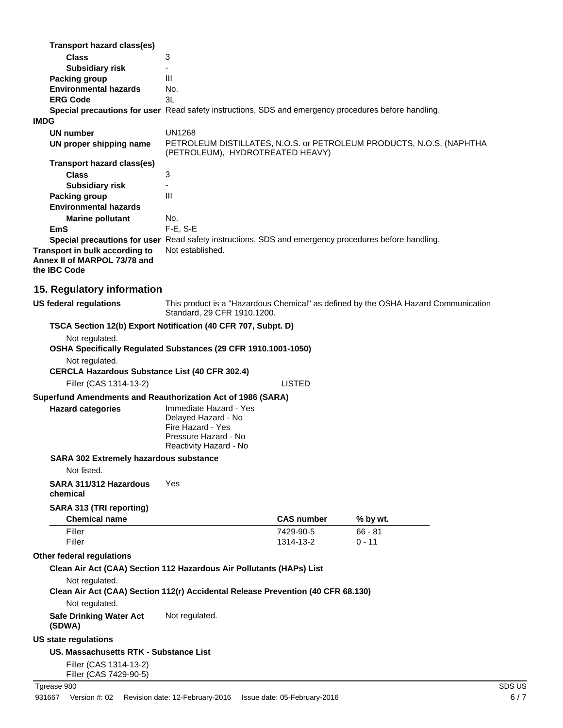**Transport hazard class(es)**

| | |
|---|---|
| **Class** | 3 |
| **Subsidiary risk** | - |
| **Packing group** | III |
| **Environmental hazards** | No. |
| **ERG Code** | 3L |
| **Special precautions for user** | Read safety instructions, SDS and emergency procedures before handling. |

**IMDG**

| | |
|---|---|
| **UN number** | UN1268 |
| **UN proper shipping name** | PETROLEUM DISTILLATES, N.O.S. or PETROLEUM PRODUCTS, N.O.S. (NAPHTHA (PETROLEUM), HYDROTREATED HEAVY) |
| **Transport hazard class(es)** | |
| **Class** | 3 |
| **Subsidiary risk** | - |
| **Packing group** | III |
| **Environmental hazards** | |
| **Marine pollutant** | No. |
| **EmS** | F-E, S-E |
| **Special precautions for user** | Read safety instructions, SDS and emergency procedures before handling. |
| **Transport in bulk according to Annex II of MARPOL 73/78 and the IBC Code** | Not established. |

## 15. Regulatory information

**US federal regulations** This product is a "Hazardous Chemical" as defined by the OSHA Hazard Communication Standard, 29 CFR 1910.1200.

**TSCA Section 12(b) Export Notification (40 CFR 707, Subpt. D)**

Not regulated.

**OSHA Specifically Regulated Substances (29 CFR 1910.1001-1050)**

Not regulated.

**CERCLA Hazardous Substance List (40 CFR 302.4)**

Filler (CAS 1314-13-2) LISTED

**Superfund Amendments and Reauthorization Act of 1986 (SARA)**

**Hazard categories**
Immediate Hazard - Yes
Delayed Hazard - No
Fire Hazard - Yes
Pressure Hazard - No
Reactivity Hazard - No

**SARA 302 Extremely hazardous substance**

Not listed.

**SARA 311/312 Hazardous chemical** Yes

**SARA 313 (TRI reporting)**

| Chemical name | CAS number | % by wt. |
|---|---|---|
| Filler | 7429-90-5 | 66 - 81 |
| Filler | 1314-13-2 | 0 - 11 |

**Other federal regulations**

**Clean Air Act (CAA) Section 112 Hazardous Air Pollutants (HAPs) List**

Not regulated.

**Clean Air Act (CAA) Section 112(r) Accidental Release Prevention (40 CFR 68.130)**

Not regulated.

**Safe Drinking Water Act (SDWA)** Not regulated.

**US state regulations**

**US. Massachusetts RTK - Substance List**

Filler (CAS 1314-13-2)
Filler (CAS 7429-90-5)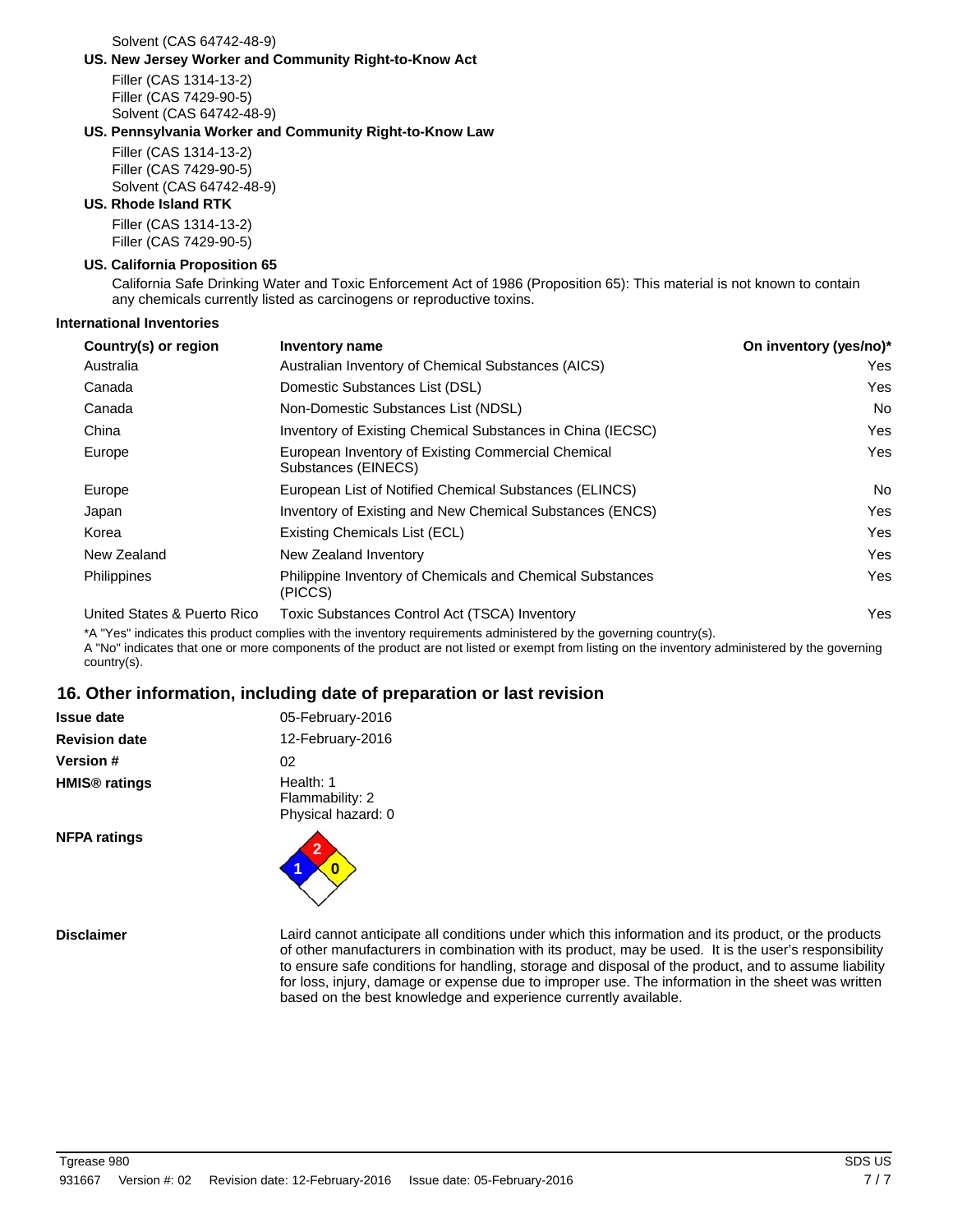Solvent (CAS 64742-48-9)

**US. New Jersey Worker and Community Right-to-Know Act**

Filler (CAS 1314-13-2)
Filler (CAS 7429-90-5)
Solvent (CAS 64742-48-9)

**US. Pennsylvania Worker and Community Right-to-Know Law**

Filler (CAS 1314-13-2)
Filler (CAS 7429-90-5)
Solvent (CAS 64742-48-9)

**US. Rhode Island RTK**

Filler (CAS 1314-13-2)
Filler (CAS 7429-90-5)

**US. California Proposition 65**

California Safe Drinking Water and Toxic Enforcement Act of 1986 (Proposition 65): This material is not known to contain any chemicals currently listed as carcinogens or reproductive toxins.

**International Inventories**

| Country(s) or region | Inventory name | On inventory (yes/no)* |
|---|---|---|
| Australia | Australian Inventory of Chemical Substances (AICS) | Yes |
| Canada | Domestic Substances List (DSL) | Yes |
| Canada | Non-Domestic Substances List (NDSL) | No |
| China | Inventory of Existing Chemical Substances in China (IECSC) | Yes |
| Europe | European Inventory of Existing Commercial Chemical Substances (EINECS) | Yes |
| Europe | European List of Notified Chemical Substances (ELINCS) | No |
| Japan | Inventory of Existing and New Chemical Substances (ENCS) | Yes |
| Korea | Existing Chemicals List (ECL) | Yes |
| New Zealand | New Zealand Inventory | Yes |
| Philippines | Philippine Inventory of Chemicals and Chemical Substances (PICCS) | Yes |
| United States & Puerto Rico | Toxic Substances Control Act (TSCA) Inventory | Yes |

*A "Yes" indicates this product complies with the inventory requirements administered by the governing country(s).
A "No" indicates that one or more components of the product are not listed or exempt from listing on the inventory administered by the governing country(s).

## 16. Other information, including date of preparation or last revision

**Issue date** 05-February-2016

**Revision date** 12-February-2016

**Version #** 02

**HMIS® ratings**
Health: 1
Flammability: 2
Physical hazard: 0

**NFPA ratings**

2
1 0

**Disclaimer** Laird cannot anticipate all conditions under which this information and its product, or the products of other manufacturers in combination with its product, may be used. It is the user's responsibility to ensure safe conditions for handling, storage and disposal of the product, and to assume liability for loss, injury, damage or expense due to improper use. The information in the sheet was written based on the best knowledge and experience currently available.